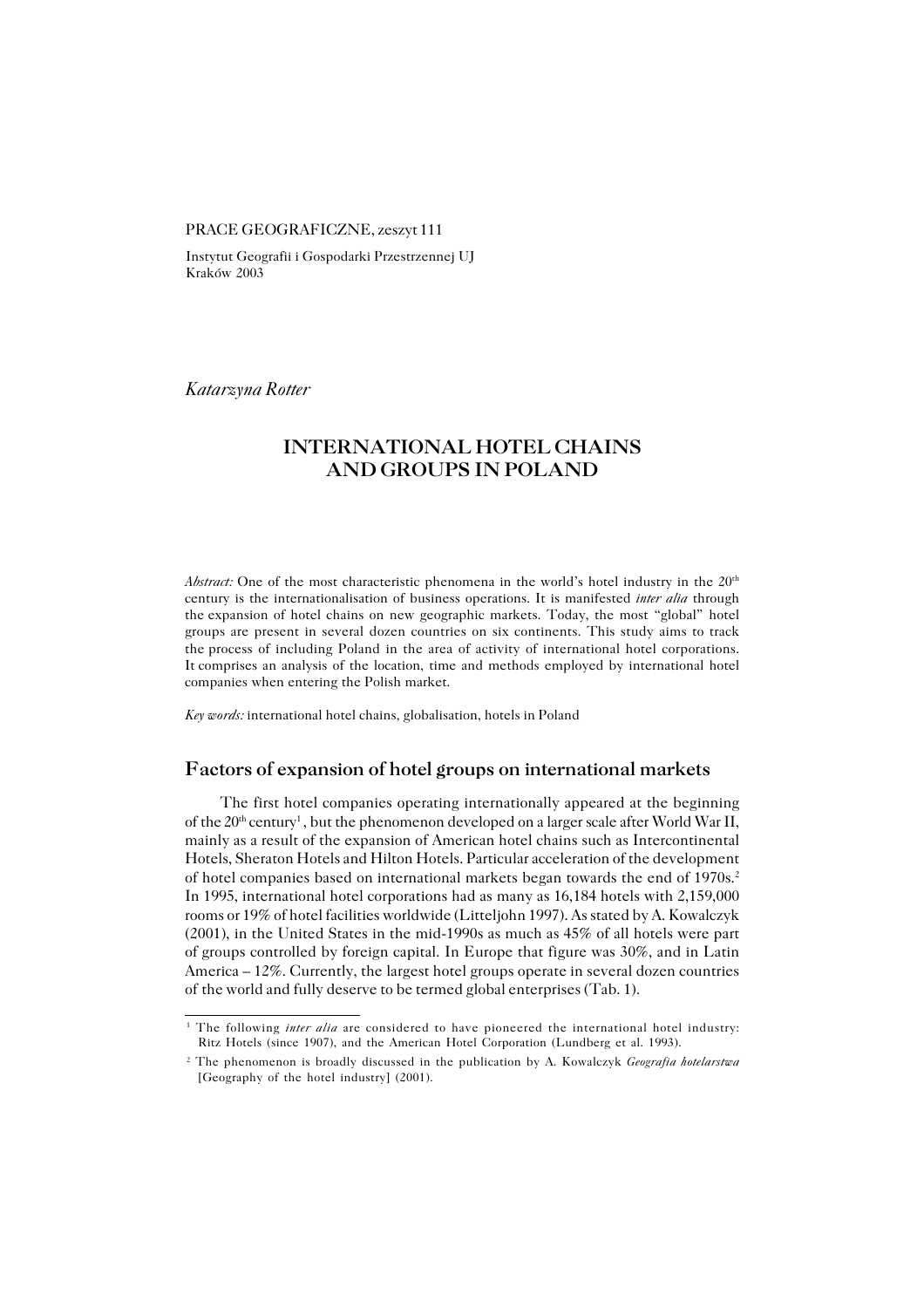PRACE GEOGRAFICZNE, zeszyt 111

Instytut Geografii i Gospodarki Przestrzennej UJ
Kraków 2003

*Katarzyna Rotter*

# INTERNATIONAL HOTEL CHAINS AND GROUPS IN POLAND

*Abstract:* One of the most characteristic phenomena in the world's hotel industry in the 20th century is the internationalisation of business operations. It is manifested *inter alia* through the expansion of hotel chains on new geographic markets. Today, the most "global" hotel groups are present in several dozen countries on six continents. This study aims to track the process of including Poland in the area of activity of international hotel corporations. It comprises an analysis of the location, time and methods employed by international hotel companies when entering the Polish market.

*Key words:* international hotel chains, globalisation, hotels in Poland

## Factors of expansion of hotel groups on international markets

The first hotel companies operating internationally appeared at the beginning of the 20th century[1], but the phenomenon developed on a larger scale after World War II, mainly as a result of the expansion of American hotel chains such as Intercontinental Hotels, Sheraton Hotels and Hilton Hotels. Particular acceleration of the development of hotel companies based on international markets began towards the end of 1970s.[2] In 1995, international hotel corporations had as many as 16,184 hotels with 2,159,000 rooms or 19% of hotel facilities worldwide (Litteljohn 1997). As stated by A. Kowalczyk (2001), in the United States in the mid-1990s as much as 45% of all hotels were part of groups controlled by foreign capital. In Europe that figure was 30%, and in Latin America – 12%. Currently, the largest hotel groups operate in several dozen countries of the world and fully deserve to be termed global enterprises (Tab. 1).

[1] The following *inter alia* are considered to have pioneered the international hotel industry: Ritz Hotels (since 1907), and the American Hotel Corporation (Lundberg et al. 1993).

[2] The phenomenon is broadly discussed in the publication by A. Kowalczyk *Geografia hotelarstwa* [Geography of the hotel industry] (2001).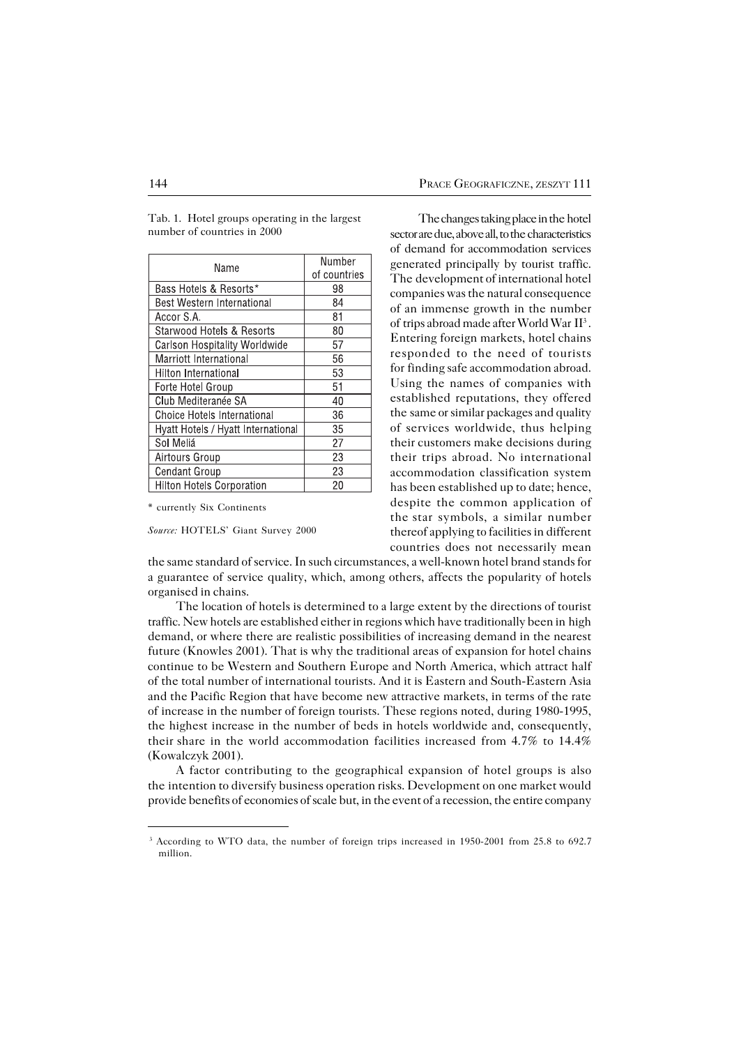Tab. 1. Hotel groups operating in the largest number of countries in 2000

| Name | Number of countries |
|---|---|
| Bass Hotels & Resorts* | 98 |
| Best Western International | 84 |
| Accor S.A. | 81 |
| Starwood Hotels & Resorts | 80 |
| Carlson Hospitality Worldwide | 57 |
| Marriott International | 56 |
| Hilton International | 53 |
| Forte Hotel Group | 51 |
| Club Mediteranée SA | 40 |
| Choice Hotels International | 36 |
| Hyatt Hotels / Hyatt International | 35 |
| Sol Meliá | 27 |
| Airtours Group | 23 |
| Cendant Group | 23 |
| Hilton Hotels Corporation | 20 |

* currently Six Continents

*Source:* HOTELS' Giant Survey 2000

The changes taking place in the hotel sector are due, above all, to the characteristics of demand for accommodation services generated principally by tourist traffic. The development of international hotel companies was the natural consequence of an immense growth in the number of trips abroad made after World War II[3]. Entering foreign markets, hotel chains responded to the need of tourists for finding safe accommodation abroad. Using the names of companies with established reputations, they offered the same or similar packages and quality of services worldwide, thus helping their customers make decisions during their trips abroad. No international accommodation classification system has been established up to date; hence, despite the common application of the star symbols, a similar number thereof applying to facilities in different countries does not necessarily mean the same standard of service. In such circumstances, a well-known hotel brand stands for a guarantee of service quality, which, among others, affects the popularity of hotels organised in chains.

The location of hotels is determined to a large extent by the directions of tourist traffic. New hotels are established either in regions which have traditionally been in high demand, or where there are realistic possibilities of increasing demand in the nearest future (Knowles 2001). That is why the traditional areas of expansion for hotel chains continue to be Western and Southern Europe and North America, which attract half of the total number of international tourists. And it is Eastern and South-Eastern Asia and the Pacific Region that have become new attractive markets, in terms of the rate of increase in the number of foreign tourists. These regions noted, during 1980-1995, the highest increase in the number of beds in hotels worldwide and, consequently, their share in the world accommodation facilities increased from 4.7% to 14.4% (Kowalczyk 2001).

A factor contributing to the geographical expansion of hotel groups is also the intention to diversify business operation risks. Development on one market would provide benefits of economies of scale but, in the event of a recession, the entire company

[3] According to WTO data, the number of foreign trips increased in 1950-2001 from 25.8 to 692.7 million.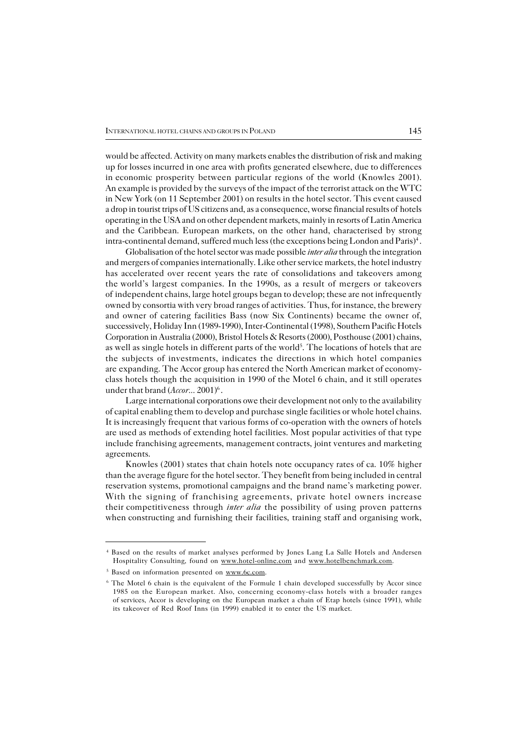would be affected. Activity on many markets enables the distribution of risk and making up for losses incurred in one area with profits generated elsewhere, due to differences in economic prosperity between particular regions of the world (Knowles 2001). An example is provided by the surveys of the impact of the terrorist attack on the WTC in New York (on 11 September 2001) on results in the hotel sector. This event caused a drop in tourist trips of US citizens and, as a consequence, worse financial results of hotels operating in the USA and on other dependent markets, mainly in resorts of Latin America and the Caribbean. European markets, on the other hand, characterised by strong intra-continental demand, suffered much less (the exceptions being London and Paris)[4].

Globalisation of the hotel sector was made possible *inter alia* through the integration and mergers of companies internationally. Like other service markets, the hotel industry has accelerated over recent years the rate of consolidations and takeovers among the world's largest companies. In the 1990s, as a result of mergers or takeovers of independent chains, large hotel groups began to develop; these are not infrequently owned by consortia with very broad ranges of activities. Thus, for instance, the brewery and owner of catering facilities Bass (now Six Continents) became the owner of, successively, Holiday Inn (1989-1990), Inter-Continental (1998), Southern Pacific Hotels Corporation in Australia (2000), Bristol Hotels & Resorts (2000), Posthouse (2001) chains, as well as single hotels in different parts of the world[5]. The locations of hotels that are the subjects of investments, indicates the directions in which hotel companies are expanding. The Accor group has entered the North American market of economy-class hotels though the acquisition in 1990 of the Motel 6 chain, and it still operates under that brand (*Accor...* 2001)[6].

Large international corporations owe their development not only to the availability of capital enabling them to develop and purchase single facilities or whole hotel chains. It is increasingly frequent that various forms of co-operation with the owners of hotels are used as methods of extending hotel facilities. Most popular activities of that type include franchising agreements, management contracts, joint ventures and marketing agreements.

Knowles (2001) states that chain hotels note occupancy rates of ca. 10% higher than the average figure for the hotel sector. They benefit from being included in central reservation systems, promotional campaigns and the brand name's marketing power. With the signing of franchising agreements, private hotel owners increase their competitiveness through *inter alia* the possibility of using proven patterns when constructing and furnishing their facilities, training staff and organising work,

---

[4] Based on the results of market analyses performed by Jones Lang La Salle Hotels and Andersen Hospitality Consulting, found on www.hotel-online.com and www.hotelbenchmark.com.

[5] Based on information presented on www.6c.com.

[6] The Motel 6 chain is the equivalent of the Formule 1 chain developed successfully by Accor since 1985 on the European market. Also, concerning economy-class hotels with a broader ranges of services, Accor is developing on the European market a chain of Etap hotels (since 1991), while its takeover of Red Roof Inns (in 1999) enabled it to enter the US market.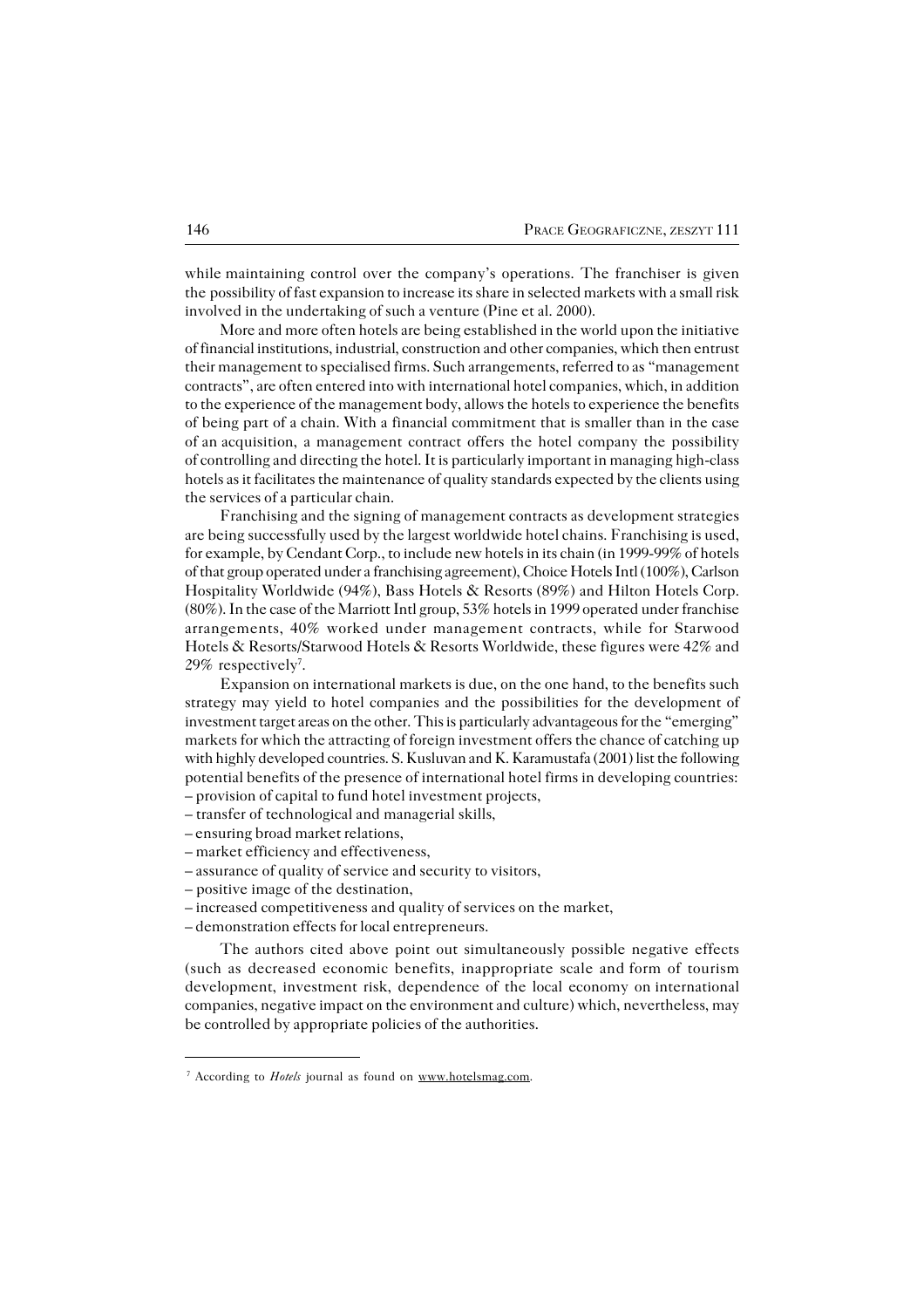while maintaining control over the company's operations. The franchiser is given the possibility of fast expansion to increase its share in selected markets with a small risk involved in the undertaking of such a venture (Pine et al. 2000).

More and more often hotels are being established in the world upon the initiative of financial institutions, industrial, construction and other companies, which then entrust their management to specialised firms. Such arrangements, referred to as "management contracts", are often entered into with international hotel companies, which, in addition to the experience of the management body, allows the hotels to experience the benefits of being part of a chain. With a financial commitment that is smaller than in the case of an acquisition, a management contract offers the hotel company the possibility of controlling and directing the hotel. It is particularly important in managing high-class hotels as it facilitates the maintenance of quality standards expected by the clients using the services of a particular chain.

Franchising and the signing of management contracts as development strategies are being successfully used by the largest worldwide hotel chains. Franchising is used, for example, by Cendant Corp., to include new hotels in its chain (in 1999-99% of hotels of that group operated under a franchising agreement), Choice Hotels Intl (100%), Carlson Hospitality Worldwide (94%), Bass Hotels & Resorts (89%) and Hilton Hotels Corp. (80%). In the case of the Marriott Intl group, 53% hotels in 1999 operated under franchise arrangements, 40% worked under management contracts, while for Starwood Hotels & Resorts/Starwood Hotels & Resorts Worldwide, these figures were 42% and 29% respectively[7].

Expansion on international markets is due, on the one hand, to the benefits such strategy may yield to hotel companies and the possibilities for the development of investment target areas on the other. This is particularly advantageous for the "emerging" markets for which the attracting of foreign investment offers the chance of catching up with highly developed countries. S. Kusluvan and K. Karamustafa (2001) list the following potential benefits of the presence of international hotel firms in developing countries:

– provision of capital to fund hotel investment projects,
– transfer of technological and managerial skills,
– ensuring broad market relations,
– market efficiency and effectiveness,
– assurance of quality of service and security to visitors,
– positive image of the destination,
– increased competitiveness and quality of services on the market,
– demonstration effects for local entrepreneurs.

The authors cited above point out simultaneously possible negative effects (such as decreased economic benefits, inappropriate scale and form of tourism development, investment risk, dependence of the local economy on international companies, negative impact on the environment and culture) which, nevertheless, may be controlled by appropriate policies of the authorities.

[7] According to *Hotels* journal as found on www.hotelsmag.com.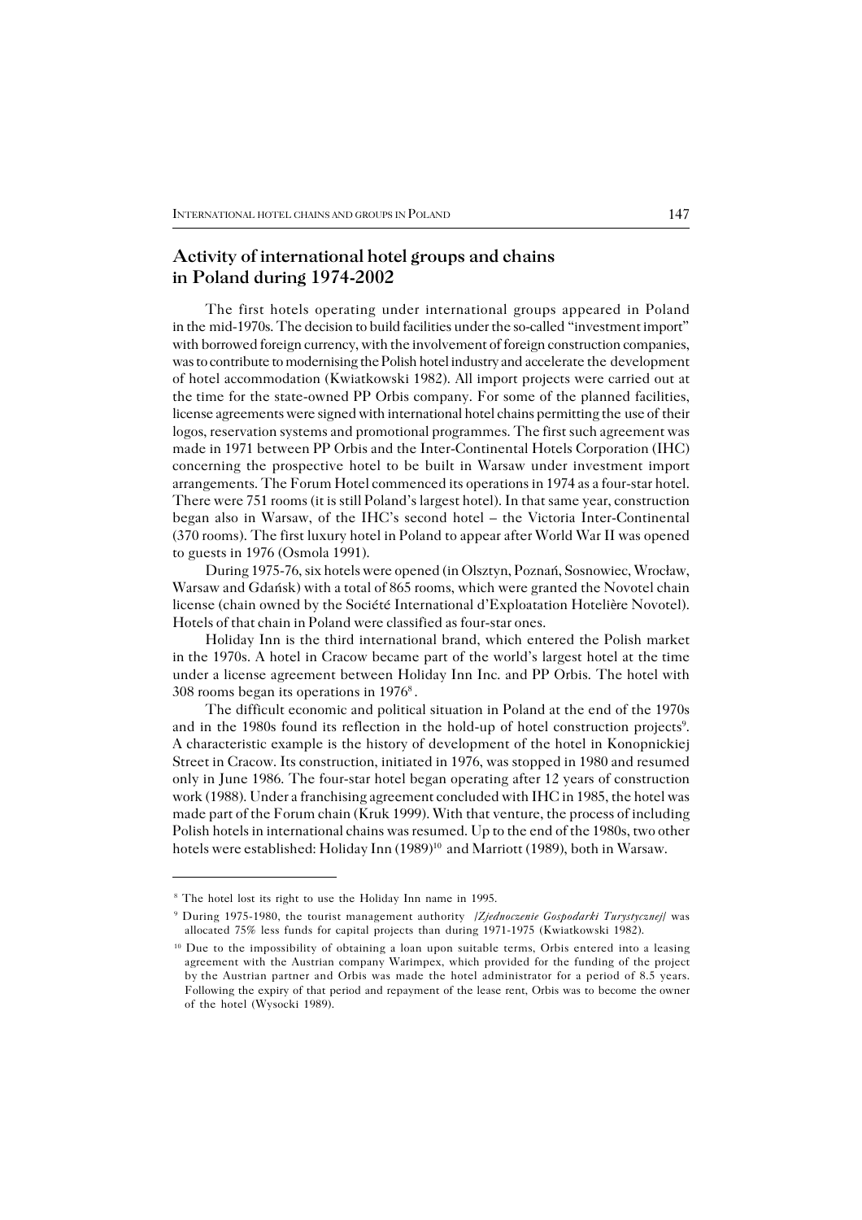## Activity of international hotel groups and chains in Poland during 1974-2002

The first hotels operating under international groups appeared in Poland in the mid-1970s. The decision to build facilities under the so-called "investment import" with borrowed foreign currency, with the involvement of foreign construction companies, was to contribute to modernising the Polish hotel industry and accelerate the development of hotel accommodation (Kwiatkowski 1982). All import projects were carried out at the time for the state-owned PP Orbis company. For some of the planned facilities, license agreements were signed with international hotel chains permitting the use of their logos, reservation systems and promotional programmes. The first such agreement was made in 1971 between PP Orbis and the Inter-Continental Hotels Corporation (IHC) concerning the prospective hotel to be built in Warsaw under investment import arrangements. The Forum Hotel commenced its operations in 1974 as a four-star hotel. There were 751 rooms (it is still Poland's largest hotel). In that same year, construction began also in Warsaw, of the IHC's second hotel – the Victoria Inter-Continental (370 rooms). The first luxury hotel in Poland to appear after World War II was opened to guests in 1976 (Osmola 1991).

During 1975-76, six hotels were opened (in Olsztyn, Poznań, Sosnowiec, Wrocław, Warsaw and Gdańsk) with a total of 865 rooms, which were granted the Novotel chain license (chain owned by the Société International d'Exploatation Hotelière Novotel). Hotels of that chain in Poland were classified as four-star ones.

Holiday Inn is the third international brand, which entered the Polish market in the 1970s. A hotel in Cracow became part of the world's largest hotel at the time under a license agreement between Holiday Inn Inc. and PP Orbis. The hotel with 308 rooms began its operations in 1976[8].

The difficult economic and political situation in Poland at the end of the 1970s and in the 1980s found its reflection in the hold-up of hotel construction projects[9]. A characteristic example is the history of development of the hotel in Konopnickiej Street in Cracow. Its construction, initiated in 1976, was stopped in 1980 and resumed only in June 1986. The four-star hotel began operating after 12 years of construction work (1988). Under a franchising agreement concluded with IHC in 1985, the hotel was made part of the Forum chain (Kruk 1999). With that venture, the process of including Polish hotels in international chains was resumed. Up to the end of the 1980s, two other hotels were established: Holiday Inn (1989)[10] and Marriott (1989), both in Warsaw.

---

[8] The hotel lost its right to use the Holiday Inn name in 1995.

[9] During 1975-1980, the tourist management authority *[Zjednoczenie Gospodarki Turystycznej]* was allocated 75% less funds for capital projects than during 1971-1975 (Kwiatkowski 1982).

[10] Due to the impossibility of obtaining a loan upon suitable terms, Orbis entered into a leasing agreement with the Austrian company Warimpex, which provided for the funding of the project by the Austrian partner and Orbis was made the hotel administrator for a period of 8.5 years. Following the expiry of that period and repayment of the lease rent, Orbis was to become the owner of the hotel (Wysocki 1989).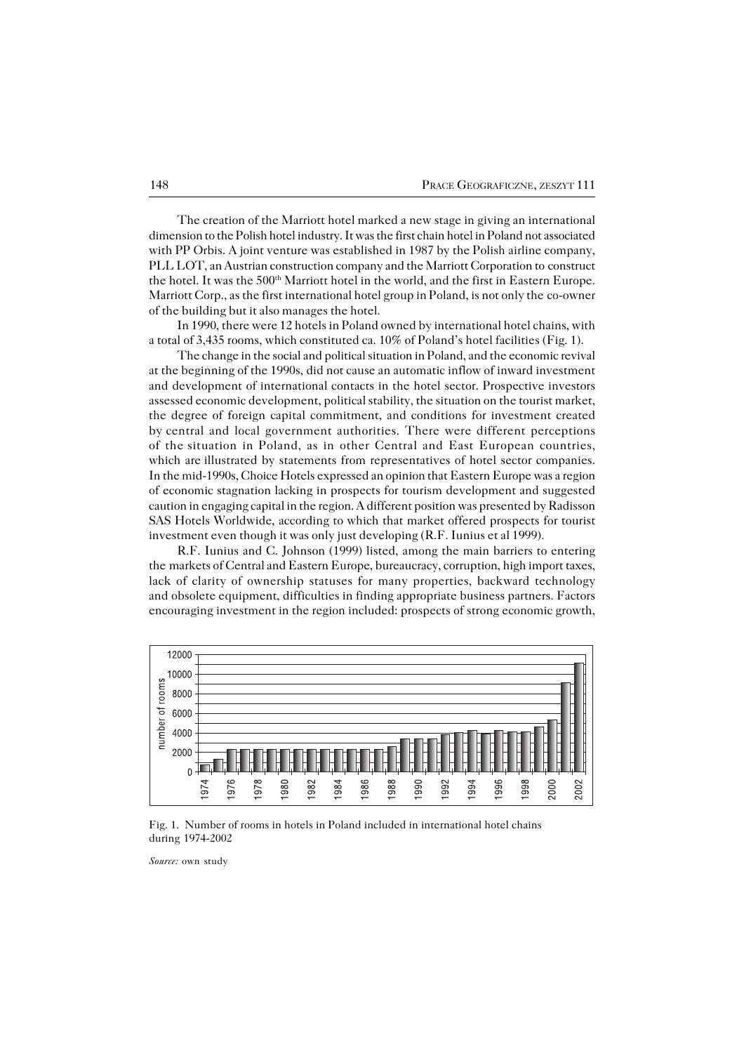The creation of the Marriott hotel marked a new stage in giving an international dimension to the Polish hotel industry. It was the first chain hotel in Poland not associated with PP Orbis. A joint venture was established in 1987 by the Polish airline company, PLL LOT, an Austrian construction company and the Marriott Corporation to construct the hotel. It was the 500th Marriott hotel in the world, and the first in Eastern Europe. Marriott Corp., as the first international hotel group in Poland, is not only the co-owner of the building but it also manages the hotel.

In 1990, there were 12 hotels in Poland owned by international hotel chains, with a total of 3,435 rooms, which constituted ca. 10% of Poland's hotel facilities (Fig. 1).

The change in the social and political situation in Poland, and the economic revival at the beginning of the 1990s, did not cause an automatic inflow of inward investment and development of international contacts in the hotel sector. Prospective investors assessed economic development, political stability, the situation on the tourist market, the degree of foreign capital commitment, and conditions for investment created by central and local government authorities. There were different perceptions of the situation in Poland, as in other Central and East European countries, which are illustrated by statements from representatives of hotel sector companies. In the mid-1990s, Choice Hotels expressed an opinion that Eastern Europe was a region of economic stagnation lacking in prospects for tourism development and suggested caution in engaging capital in the region. A different position was presented by Radisson SAS Hotels Worldwide, according to which that market offered prospects for tourist investment even though it was only just developing (R.F. Iunius et al 1999).

R.F. Iunius and C. Johnson (1999) listed, among the main barriers to entering the markets of Central and Eastern Europe, bureaucracy, corruption, high import taxes, lack of clarity of ownership statuses for many properties, backward technology and obsolete equipment, difficulties in finding appropriate business partners. Factors encouraging investment in the region included: prospects of strong economic growth,

Fig. 1. Number of rooms in hotels in Poland included in international hotel chains during 1974-2002

*Source:* own study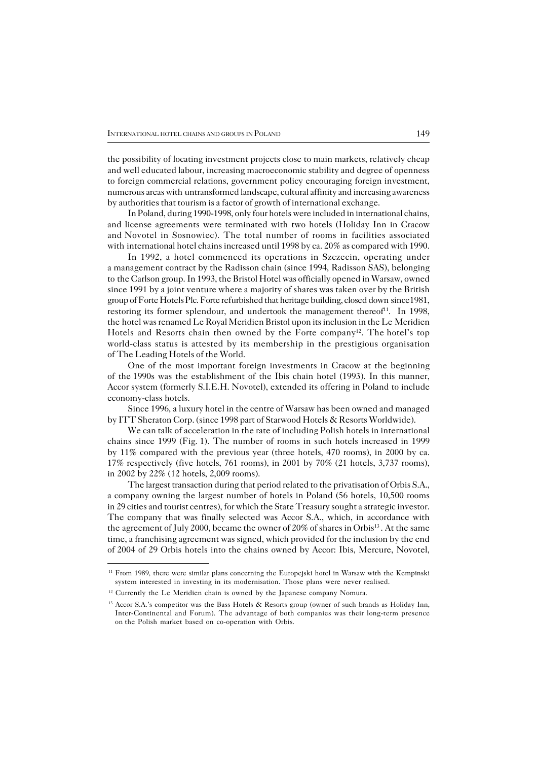the possibility of locating investment projects close to main markets, relatively cheap and well educated labour, increasing macroeconomic stability and degree of openness to foreign commercial relations, government policy encouraging foreign investment, numerous areas with untransformed landscape, cultural affinity and increasing awareness by authorities that tourism is a factor of growth of international exchange.

In Poland, during 1990-1998, only four hotels were included in international chains, and license agreements were terminated with two hotels (Holiday Inn in Cracow and Novotel in Sosnowiec). The total number of rooms in facilities associated with international hotel chains increased until 1998 by ca. 20% as compared with 1990.

In 1992, a hotel commenced its operations in Szczecin, operating under a management contract by the Radisson chain (since 1994, Radisson SAS), belonging to the Carlson group. In 1993, the Bristol Hotel was officially opened in Warsaw, owned since 1991 by a joint venture where a majority of shares was taken over by the British group of Forte Hotels Plc. Forte refurbished that heritage building, closed down since1981, restoring its former splendour, and undertook the management thereof[11]. In 1998, the hotel was renamed Le Royal Meridien Bristol upon its inclusion in the Le Meridien Hotels and Resorts chain then owned by the Forte company[12]. The hotel's top world-class status is attested by its membership in the prestigious organisation of The Leading Hotels of the World.

One of the most important foreign investments in Cracow at the beginning of the 1990s was the establishment of the Ibis chain hotel (1993). In this manner, Accor system (formerly S.I.E.H. Novotel), extended its offering in Poland to include economy-class hotels.

Since 1996, a luxury hotel in the centre of Warsaw has been owned and managed by ITT Sheraton Corp. (since 1998 part of Starwood Hotels & Resorts Worldwide).

We can talk of acceleration in the rate of including Polish hotels in international chains since 1999 (Fig. 1). The number of rooms in such hotels increased in 1999 by 11% compared with the previous year (three hotels, 470 rooms), in 2000 by ca. 17% respectively (five hotels, 761 rooms), in 2001 by 70% (21 hotels, 3,737 rooms), in 2002 by 22% (12 hotels, 2,009 rooms).

The largest transaction during that period related to the privatisation of Orbis S.A., a company owning the largest number of hotels in Poland (56 hotels, 10,500 rooms in 29 cities and tourist centres), for which the State Treasury sought a strategic investor. The company that was finally selected was Accor S.A., which, in accordance with the agreement of July 2000, became the owner of 20% of shares in Orbis[13]. At the same time, a franchising agreement was signed, which provided for the inclusion by the end of 2004 of 29 Orbis hotels into the chains owned by Accor: Ibis, Mercure, Novotel,

---

[11] From 1989, there were similar plans concerning the Europejski hotel in Warsaw with the Kempinski system interested in investing in its modernisation. Those plans were never realised.

[12] Currently the Le Meridien chain is owned by the Japanese company Nomura.

[13] Accor S.A.'s competitor was the Bass Hotels & Resorts group (owner of such brands as Holiday Inn, Inter-Continental and Forum). The advantage of both companies was their long-term presence on the Polish market based on co-operation with Orbis.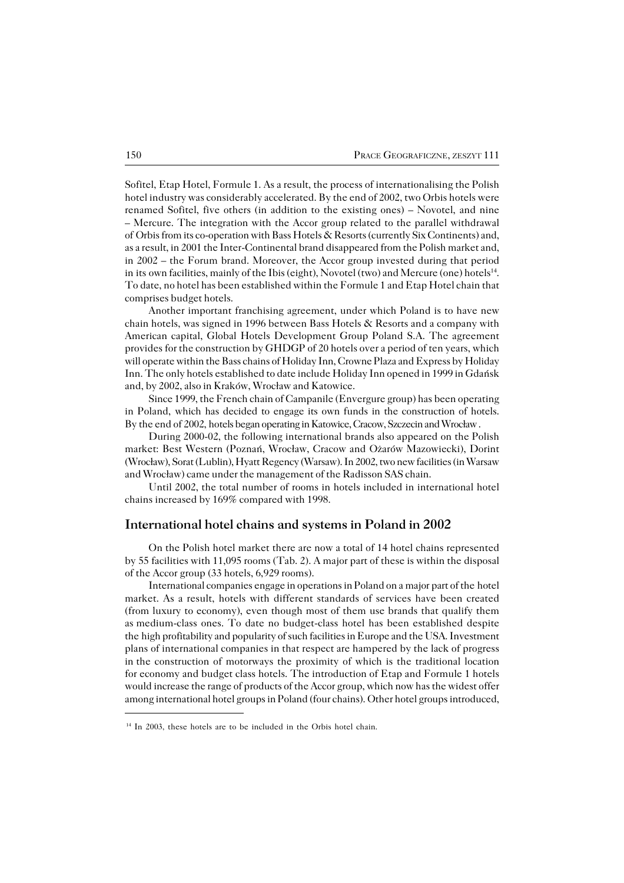Sofitel, Etap Hotel, Formule 1. As a result, the process of internationalising the Polish hotel industry was considerably accelerated. By the end of 2002, two Orbis hotels were renamed Sofitel, five others (in addition to the existing ones) – Novotel, and nine – Mercure. The integration with the Accor group related to the parallel withdrawal of Orbis from its co-operation with Bass Hotels & Resorts (currently Six Continents) and, as a result, in 2001 the Inter-Continental brand disappeared from the Polish market and, in 2002 – the Forum brand. Moreover, the Accor group invested during that period in its own facilities, mainly of the Ibis (eight), Novotel (two) and Mercure (one) hotels[14]. To date, no hotel has been established within the Formule 1 and Etap Hotel chain that comprises budget hotels.

Another important franchising agreement, under which Poland is to have new chain hotels, was signed in 1996 between Bass Hotels & Resorts and a company with American capital, Global Hotels Development Group Poland S.A. The agreement provides for the construction by GHDGP of 20 hotels over a period of ten years, which will operate within the Bass chains of Holiday Inn, Crowne Plaza and Express by Holiday Inn. The only hotels established to date include Holiday Inn opened in 1999 in Gdańsk and, by 2002, also in Kraków, Wrocław and Katowice.

Since 1999, the French chain of Campanile (Envergure group) has been operating in Poland, which has decided to engage its own funds in the construction of hotels. By the end of 2002, hotels began operating in Katowice, Cracow, Szczecin and Wrocław .

During 2000-02, the following international brands also appeared on the Polish market: Best Western (Poznań, Wrocław, Cracow and Ożarów Mazowiecki), Dorint (Wrocław), Sorat (Lublin), Hyatt Regency (Warsaw). In 2002, two new facilities (in Warsaw and Wrocław) came under the management of the Radisson SAS chain.

Until 2002, the total number of rooms in hotels included in international hotel chains increased by 169% compared with 1998.

## International hotel chains and systems in Poland in 2002

On the Polish hotel market there are now a total of 14 hotel chains represented by 55 facilities with 11,095 rooms (Tab. 2). A major part of these is within the disposal of the Accor group (33 hotels, 6,929 rooms).

International companies engage in operations in Poland on a major part of the hotel market. As a result, hotels with different standards of services have been created (from luxury to economy), even though most of them use brands that qualify them as medium-class ones. To date no budget-class hotel has been established despite the high profitability and popularity of such facilities in Europe and the USA. Investment plans of international companies in that respect are hampered by the lack of progress in the construction of motorways the proximity of which is the traditional location for economy and budget class hotels. The introduction of Etap and Formule 1 hotels would increase the range of products of the Accor group, which now has the widest offer among international hotel groups in Poland (four chains). Other hotel groups introduced,

[14] In 2003, these hotels are to be included in the Orbis hotel chain.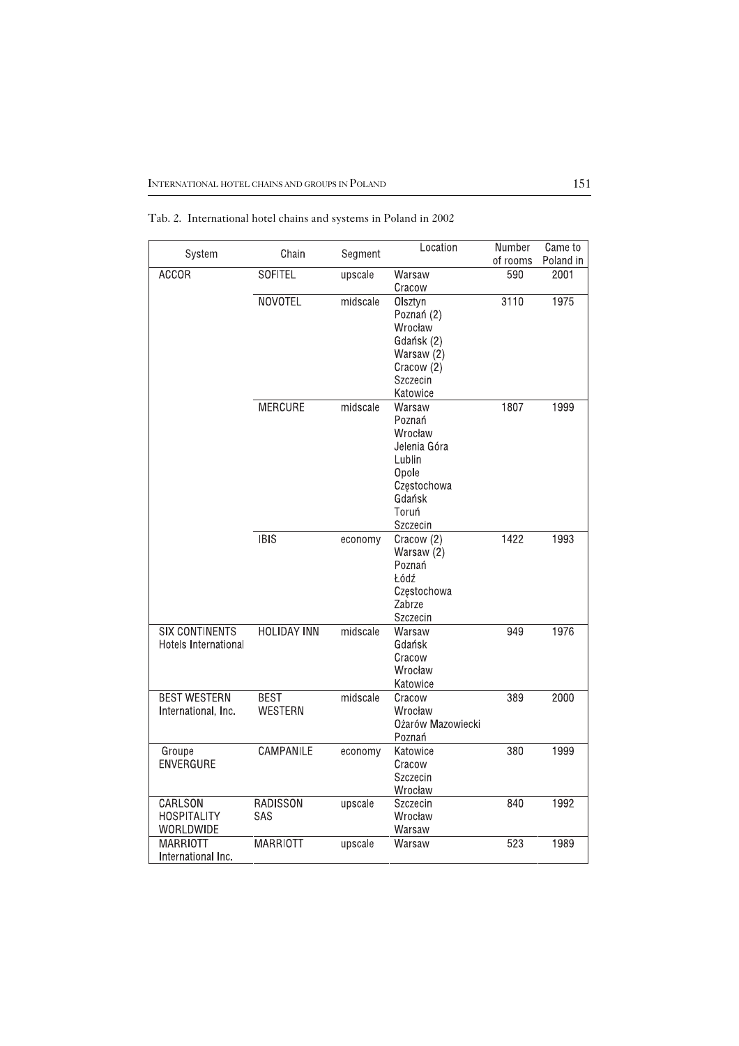Tab. 2. International hotel chains and systems in Poland in 2002

| System | Chain | Segment | Location | Number of rooms | Came to Poland in |
|---|---|---|---|---|---|
| ACCOR | SOFITEL | upscale | Warsaw<br>Cracow | 590 | 2001 |
| | NOVOTEL | midscale | Olsztyn<br>Poznań (2)<br>Wrocław<br>Gdańsk (2)<br>Warsaw (2)<br>Cracow (2)<br>Szczecin<br>Katowice | 3110 | 1975 |
| | MERCURE | midscale | Warsaw<br>Poznań<br>Wrocław<br>Jelenia Góra<br>Lublin<br>Opole<br>Częstochowa<br>Gdańsk<br>Toruń<br>Szczecin | 1807 | 1999 |
| | IBIS | economy | Cracow (2)<br>Warsaw (2)<br>Poznań<br>Łódź<br>Częstochowa<br>Zabrze<br>Szczecin | 1422 | 1993 |
| SIX CONTINENTS Hotels International | HOLIDAY INN | midscale | Warsaw<br>Gdańsk<br>Cracow<br>Wrocław<br>Katowice | 949 | 1976 |
| BEST WESTERN International, Inc. | BEST WESTERN | midscale | Cracow<br>Wrocław<br>Ożarów Mazowiecki<br>Poznań | 389 | 2000 |
| Groupe ENVERGURE | CAMPANILE | economy | Katowice<br>Cracow<br>Szczecin<br>Wrocław | 380 | 1999 |
| CARLSON HOSPITALITY WORLDWIDE | RADISSON SAS | upscale | Szczecin<br>Wrocław<br>Warsaw | 840 | 1992 |
| MARRIOTT International Inc. | MARRIOTT | upscale | Warsaw | 523 | 1989 |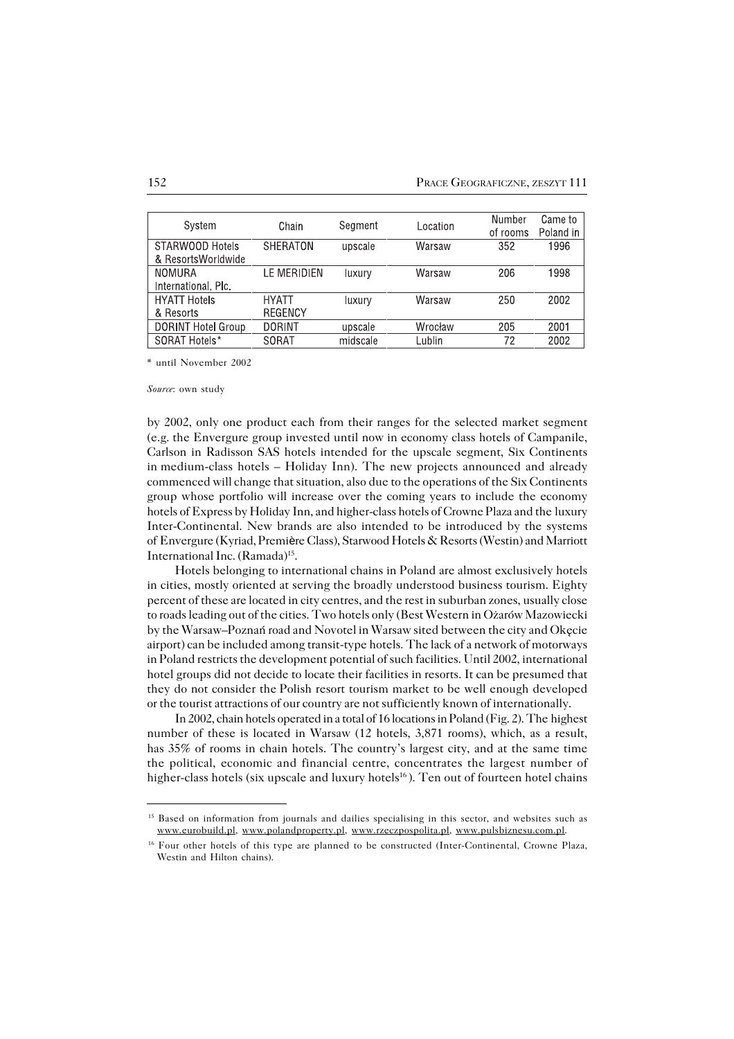| System | Chain | Segment | Location | Number of rooms | Came to Poland in |
|---|---|---|---|---|---|
| STARWOOD Hotels & ResortsWorldwide | SHERATON | upscale | Warsaw | 352 | 1996 |
| NOMURA International, Plc. | LE MERIDIEN | luxury | Warsaw | 206 | 1998 |
| HYATT Hotels & Resorts | HYATT REGENCY | luxury | Warsaw | 250 | 2002 |
| DORINT Hotel Group | DORINT | upscale | Wrocław | 205 | 2001 |
| SORAT Hotels* | SORAT | midscale | Lublin | 72 | 2002 |

\* until November 2002

*Source*: own study

by 2002, only one product each from their ranges for the selected market segment (e.g. the Envergure group invested until now in economy class hotels of Campanile, Carlson in Radisson SAS hotels intended for the upscale segment, Six Continents in medium-class hotels – Holiday Inn). The new projects announced and already commenced will change that situation, also due to the operations of the Six Continents group whose portfolio will increase over the coming years to include the economy hotels of Express by Holiday Inn, and higher-class hotels of Crowne Plaza and the luxury Inter-Continental. New brands are also intended to be introduced by the systems of Envergure (Kyriad, Première Class), Starwood Hotels & Resorts (Westin) and Marriott International Inc. (Ramada)[15].

Hotels belonging to international chains in Poland are almost exclusively hotels in cities, mostly oriented at serving the broadly understood business tourism. Eighty percent of these are located in city centres, and the rest in suburban zones, usually close to roads leading out of the cities. Two hotels only (Best Western in Ożarów Mazowiecki by the Warsaw–Poznań road and Novotel in Warsaw sited between the city and Okęcie airport) can be included among transit-type hotels. The lack of a network of motorways in Poland restricts the development potential of such facilities. Until 2002, international hotel groups did not decide to locate their facilities in resorts. It can be presumed that they do not consider the Polish resort tourism market to be well enough developed or the tourist attractions of our country are not sufficiently known of internationally.

In 2002, chain hotels operated in a total of 16 locations in Poland (Fig. 2). The highest number of these is located in Warsaw (12 hotels, 3,871 rooms), which, as a result, has 35% of rooms in chain hotels. The country's largest city, and at the same time the political, economic and financial centre, concentrates the largest number of higher-class hotels (six upscale and luxury hotels[16]). Ten out of fourteen hotel chains

[15] Based on information from journals and dailies specialising in this sector, and websites such as www.eurobuild.pl, www.polandproperty.pl, www.rzeczpospolita.pl, www.pulsbiznesu.com.pl.

[16] Four other hotels of this type are planned to be constructed (Inter-Continental, Crowne Plaza, Westin and Hilton chains).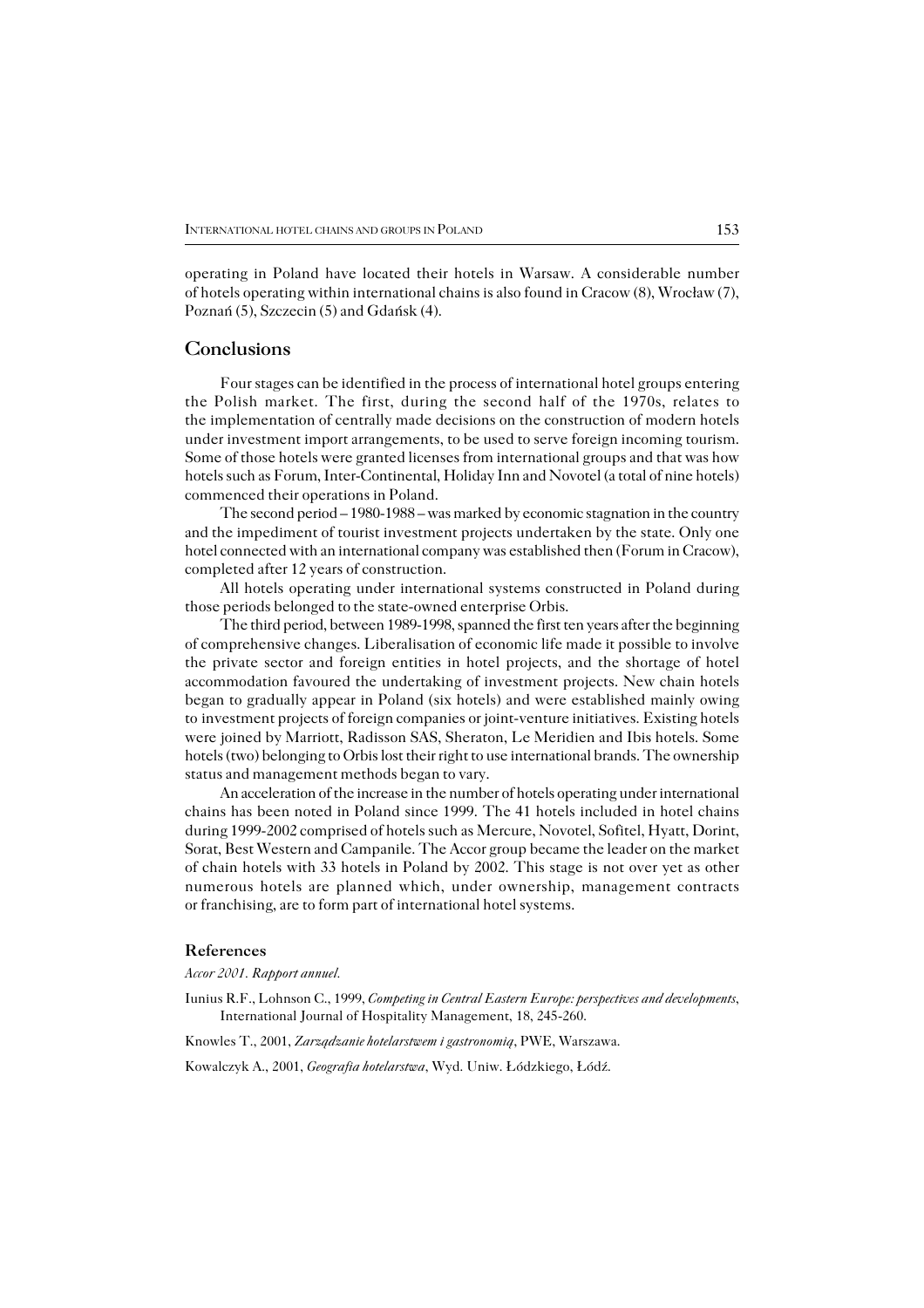operating in Poland have located their hotels in Warsaw. A considerable number of hotels operating within international chains is also found in Cracow (8), Wrocław (7), Poznań (5), Szczecin (5) and Gdańsk (4).

## Conclusions

Four stages can be identified in the process of international hotel groups entering the Polish market. The first, during the second half of the 1970s, relates to the implementation of centrally made decisions on the construction of modern hotels under investment import arrangements, to be used to serve foreign incoming tourism. Some of those hotels were granted licenses from international groups and that was how hotels such as Forum, Inter-Continental, Holiday Inn and Novotel (a total of nine hotels) commenced their operations in Poland.

The second period – 1980-1988 – was marked by economic stagnation in the country and the impediment of tourist investment projects undertaken by the state. Only one hotel connected with an international company was established then (Forum in Cracow), completed after 12 years of construction.

All hotels operating under international systems constructed in Poland during those periods belonged to the state-owned enterprise Orbis.

The third period, between 1989-1998, spanned the first ten years after the beginning of comprehensive changes. Liberalisation of economic life made it possible to involve the private sector and foreign entities in hotel projects, and the shortage of hotel accommodation favoured the undertaking of investment projects. New chain hotels began to gradually appear in Poland (six hotels) and were established mainly owing to investment projects of foreign companies or joint-venture initiatives. Existing hotels were joined by Marriott, Radisson SAS, Sheraton, Le Meridien and Ibis hotels. Some hotels (two) belonging to Orbis lost their right to use international brands. The ownership status and management methods began to vary.

An acceleration of the increase in the number of hotels operating under international chains has been noted in Poland since 1999. The 41 hotels included in hotel chains during 1999-2002 comprised of hotels such as Mercure, Novotel, Sofitel, Hyatt, Dorint, Sorat, Best Western and Campanile. The Accor group became the leader on the market of chain hotels with 33 hotels in Poland by 2002. This stage is not over yet as other numerous hotels are planned which, under ownership, management contracts or franchising, are to form part of international hotel systems.

### References

*Accor 2001. Rapport annuel.*

Iunius R.F., Lohnson C., 1999, *Competing in Central Eastern Europe: perspectives and developments*, International Journal of Hospitality Management, 18, 245-260.

Knowles T., 2001, *Zarządzanie hotelarstwem i gastronomią*, PWE, Warszawa.

Kowalczyk A., 2001, *Geografia hotelarstwa*, Wyd. Uniw. Łódzkiego, Łódź.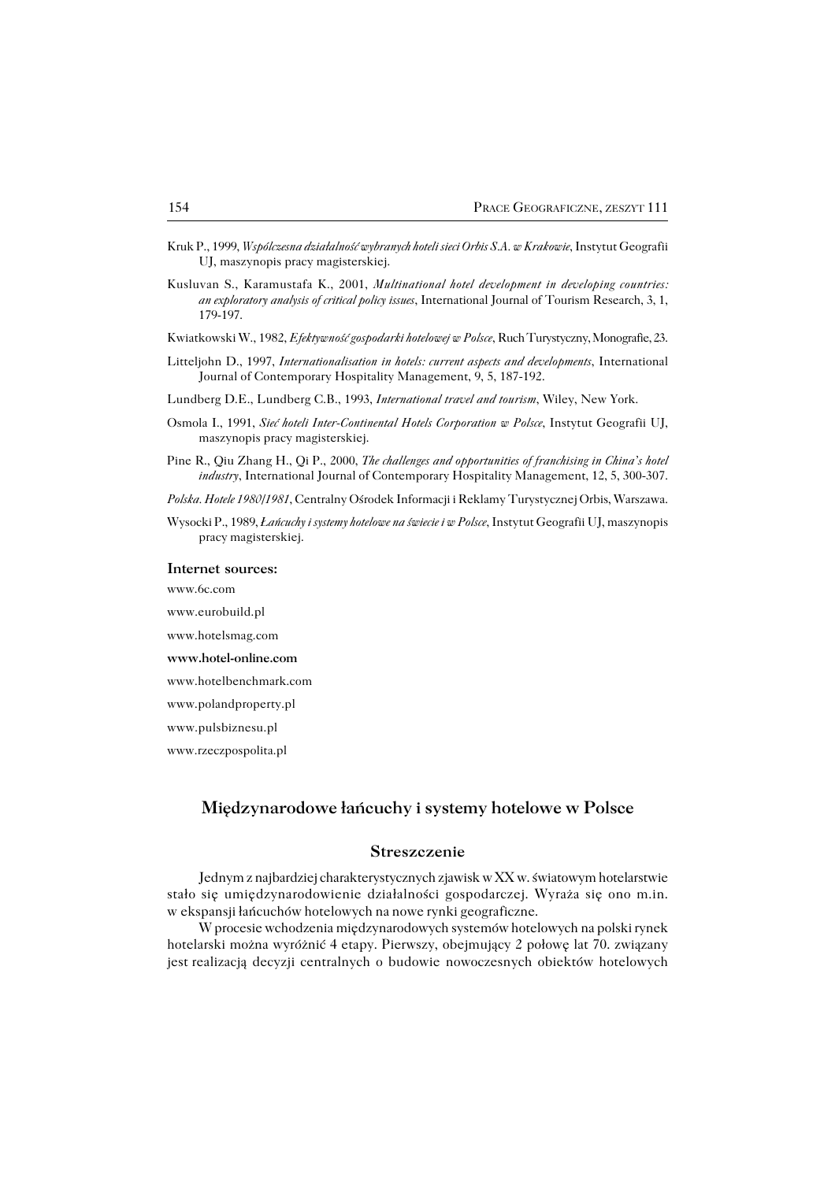Kruk P., 1999, *Współczesna działalność wybranych hoteli sieci Orbis S.A. w Krakowie*, Instytut Geografii UJ, maszynopis pracy magisterskiej.

Kusluvan S., Karamustafa K., 2001, *Multinational hotel development in developing countries: an exploratory analysis of critical policy issues*, International Journal of Tourism Research, 3, 1, 179-197.

Kwiatkowski W., 1982, *Efektywność gospodarki hotelowej w Polsce*, Ruch Turystyczny, Monografie, 23.

Litteljohn D., 1997, *Internationalisation in hotels: current aspects and developments*, International Journal of Contemporary Hospitality Management, 9, 5, 187-192.

Lundberg D.E., Lundberg C.B., 1993, *International travel and tourism*, Wiley, New York.

Osmola I., 1991, *Sieć hoteli Inter-Continental Hotels Corporation w Polsce*, Instytut Geografii UJ, maszynopis pracy magisterskiej.

Pine R., Qiu Zhang H., Qi P., 2000, *The challenges and opportunities of franchising in China's hotel industry*, International Journal of Contemporary Hospitality Management, 12, 5, 300-307.

*Polska. Hotele 1980/1981*, Centralny Ośrodek Informacji i Reklamy Turystycznej Orbis, Warszawa.

Wysocki P., 1989, *Łańcuchy i systemy hotelowe na świecie i w Polsce*, Instytut Geografii UJ, maszynopis pracy magisterskiej.

**Internet sources:**

www.6c.com

www.eurobuild.pl

www.hotelsmag.com

**www.hotel-online.com**

www.hotelbenchmark.com

www.polandproperty.pl

www.pulsbiznesu.pl

www.rzeczpospolita.pl

## Międzynarodowe łańcuchy i systemy hotelowe w Polsce

### Streszczenie

Jednym z najbardziej charakterystycznych zjawisk w XX w. światowym hotelarstwie stało się umiędzynarodowienie działalności gospodarczej. Wyraża się ono m.in. w ekspansji łańcuchów hotelowych na nowe rynki geograficzne.

W procesie wchodzenia międzynarodowych systemów hotelowych na polski rynek hotelarski można wyróżnić 4 etapy. Pierwszy, obejmujący 2 połowę lat 70. związany jest realizacją decyzji centralnych o budowie nowoczesnych obiektów hotelowych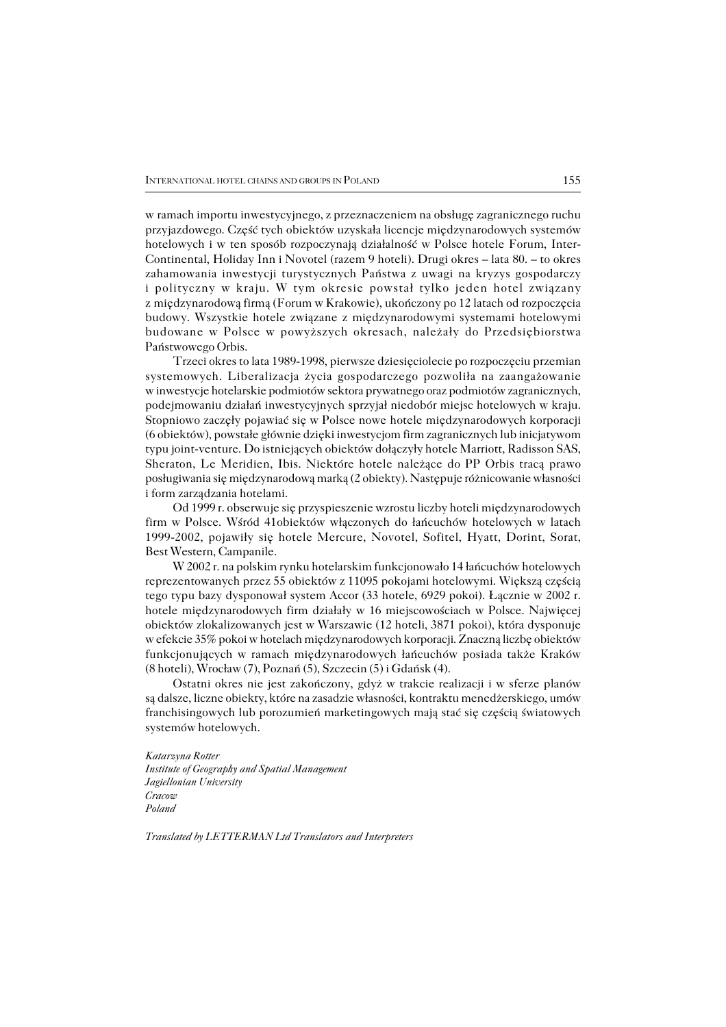w ramach importu inwestycyjnego, z przeznaczeniem na obsługę zagranicznego ruchu przyjazdowego. Część tych obiektów uzyskała licencje międzynarodowych systemów hotelowych i w ten sposób rozpoczynają działalność w Polsce hotele Forum, Inter-Continental, Holiday Inn i Novotel (razem 9 hoteli). Drugi okres – lata 80. – to okres zahamowania inwestycji turystycznych Państwa z uwagi na kryzys gospodarczy i polityczny w kraju. W tym okresie powstał tylko jeden hotel związany z międzynarodową firmą (Forum w Krakowie), ukończony po 12 latach od rozpoczęcia budowy. Wszystkie hotele związane z międzynarodowymi systemami hotelowymi budowane w Polsce w powyższych okresach, należały do Przedsiębiorstwa Państwowego Orbis.

Trzeci okres to lata 1989-1998, pierwsze dziesięciolecie po rozpoczęciu przemian systemowych. Liberalizacja życia gospodarczego pozwoliła na zaangażowanie w inwestycje hotelarskie podmiotów sektora prywatnego oraz podmiotów zagranicznych, podejmowaniu działań inwestycyjnych sprzyjał niedobór miejsc hotelowych w kraju. Stopniowo zaczęły pojawiać się w Polsce nowe hotele międzynarodowych korporacji (6 obiektów), powstałe głównie dzięki inwestycjom firm zagranicznych lub inicjatywom typu joint-venture. Do istniejących obiektów dołączyły hotele Marriott, Radisson SAS, Sheraton, Le Meridien, Ibis. Niektóre hotele należące do PP Orbis tracą prawo posługiwania się międzynarodową marką (2 obiekty). Następuje różnicowanie własności i form zarządzania hotelami.

Od 1999 r. obserwuje się przyspieszenie wzrostu liczby hoteli międzynarodowych firm w Polsce. Wśród 41obiektów włączonych do łańcuchów hotelowych w latach 1999-2002, pojawiły się hotele Mercure, Novotel, Sofitel, Hyatt, Dorint, Sorat, Best Western, Campanile.

W 2002 r. na polskim rynku hotelarskim funkcjonowało 14 łańcuchów hotelowych reprezentowanych przez 55 obiektów z 11095 pokojami hotelowymi. Większą częścią tego typu bazy dysponował system Accor (33 hotele, 6929 pokoi). Łącznie w 2002 r. hotele międzynarodowych firm działały w 16 miejscowościach w Polsce. Najwięcej obiektów zlokalizowanych jest w Warszawie (12 hoteli, 3871 pokoi), która dysponuje w efekcie 35% pokoi w hotelach międzynarodowych korporacji. Znaczną liczbę obiektów funkcjonujących w ramach międzynarodowych łańcuchów posiada także Kraków (8 hoteli), Wrocław (7), Poznań (5), Szczecin (5) i Gdańsk (4).

Ostatni okres nie jest zakończony, gdyż w trakcie realizacji i w sferze planów są dalsze, liczne obiekty, które na zasadzie własności, kontraktu menedżerskiego, umów franchisingowych lub porozumień marketingowych mają stać się częścią światowych systemów hotelowych.

*Katarzyna Rotter*
*Institute of Geography and Spatial Management*
*Jagiellonian University*
*Cracow*
*Poland*

*Translated by LETTERMAN Ltd Translators and Interpreters*